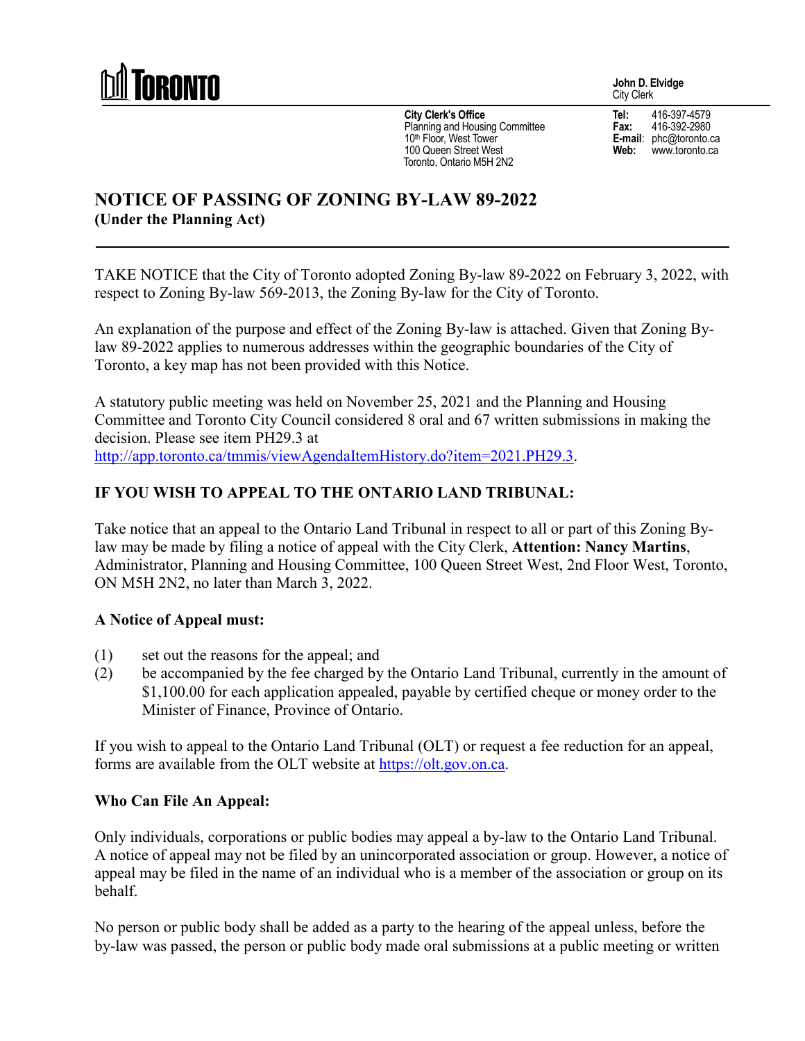TORONTO

**John D. Elvidge**
City Clerk

**City Clerk's Office**
Planning and Housing Committee
10th Floor, West Tower
100 Queen Street West
Toronto, Ontario M5H 2N2

**Tel:** 416-397-4579
**Fax:** 416-392-2980
**E-mail:** phc@toronto.ca
**Web:** www.toronto.ca

# NOTICE OF PASSING OF ZONING BY-LAW 89-2022

**(Under the Planning Act)**

---

TAKE NOTICE that the City of Toronto adopted Zoning By-law 89-2022 on February 3, 2022, with respect to Zoning By-law 569-2013, the Zoning By-law for the City of Toronto.

An explanation of the purpose and effect of the Zoning By-law is attached. Given that Zoning By-law 89-2022 applies to numerous addresses within the geographic boundaries of the City of Toronto, a key map has not been provided with this Notice.

A statutory public meeting was held on November 25, 2021 and the Planning and Housing Committee and Toronto City Council considered 8 oral and 67 written submissions in making the decision. Please see item PH29.3 at http://app.toronto.ca/tmmis/viewAgendaItemHistory.do?item=2021.PH29.3.

## IF YOU WISH TO APPEAL TO THE ONTARIO LAND TRIBUNAL:

Take notice that an appeal to the Ontario Land Tribunal in respect to all or part of this Zoning By-law may be made by filing a notice of appeal with the City Clerk, **Attention: Nancy Martins**, Administrator, Planning and Housing Committee, 100 Queen Street West, 2nd Floor West, Toronto, ON M5H 2N2, no later than March 3, 2022.

### A Notice of Appeal must:

(1) set out the reasons for the appeal; and
(2) be accompanied by the fee charged by the Ontario Land Tribunal, currently in the amount of $1,100.00 for each application appealed, payable by certified cheque or money order to the Minister of Finance, Province of Ontario.

If you wish to appeal to the Ontario Land Tribunal (OLT) or request a fee reduction for an appeal, forms are available from the OLT website at https://olt.gov.on.ca.

### Who Can File An Appeal:

Only individuals, corporations or public bodies may appeal a by-law to the Ontario Land Tribunal. A notice of appeal may not be filed by an unincorporated association or group. However, a notice of appeal may be filed in the name of an individual who is a member of the association or group on its behalf.

No person or public body shall be added as a party to the hearing of the appeal unless, before the by-law was passed, the person or public body made oral submissions at a public meeting or written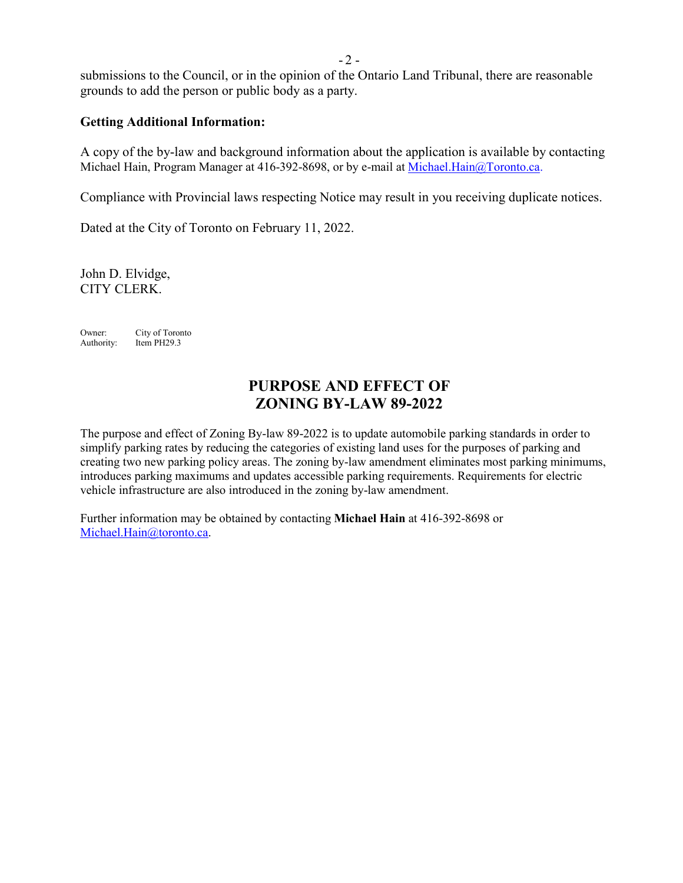submissions to the Council, or in the opinion of the Ontario Land Tribunal, there are reasonable grounds to add the person or public body as a party.

**Getting Additional Information:**

A copy of the by-law and background information about the application is available by contacting Michael Hain, Program Manager at 416-392-8698, or by e-mail at Michael.Hain@Toronto.ca.

Compliance with Provincial laws respecting Notice may result in you receiving duplicate notices.

Dated at the City of Toronto on February 11, 2022.

John D. Elvidge,
CITY CLERK.

Owner: City of Toronto
Authority: Item PH29.3

## PURPOSE AND EFFECT OF ZONING BY-LAW 89-2022

The purpose and effect of Zoning By-law 89-2022 is to update automobile parking standards in order to simplify parking rates by reducing the categories of existing land uses for the purposes of parking and creating two new parking policy areas. The zoning by-law amendment eliminates most parking minimums, introduces parking maximums and updates accessible parking requirements. Requirements for electric vehicle infrastructure are also introduced in the zoning by-law amendment.

Further information may be obtained by contacting **Michael Hain** at 416-392-8698 or Michael.Hain@toronto.ca.